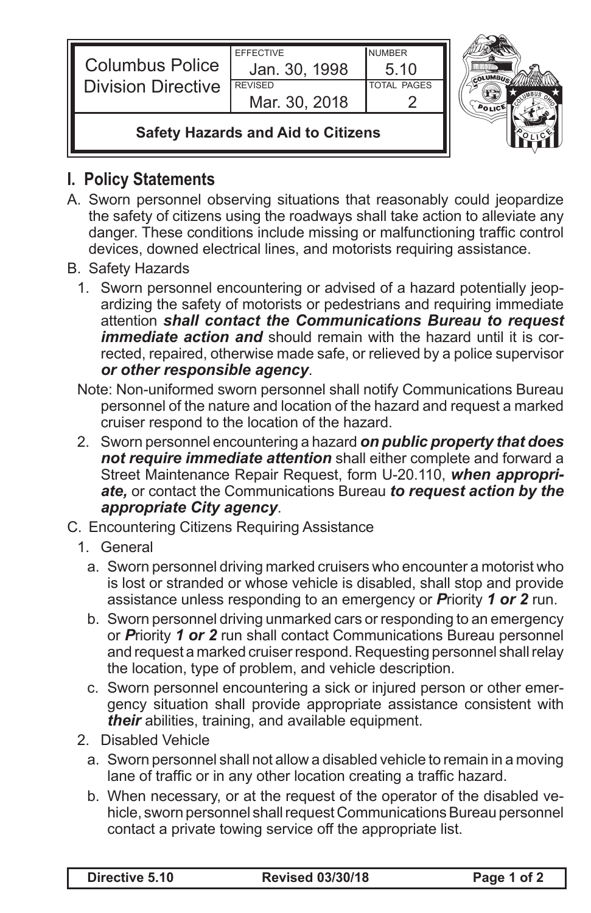| Columbus Police Division Directive | EFFECTIVE Jan. 30, 1998 | NUMBER 5.10 |
| --- | --- | --- |
| | REVISED Mar. 30, 2018 | TOTAL PAGES 2 |
| **Safety Hazards and Aid to Citizens** | | |

## I. Policy Statements

A. Sworn personnel observing situations that reasonably could jeopardize the safety of citizens using the roadways shall take action to alleviate any danger. These conditions include missing or malfunctioning traffic control devices, downed electrical lines, and motorists requiring assistance.

B. Safety Hazards

1. Sworn personnel encountering or advised of a hazard potentially jeopardizing the safety of motorists or pedestrians and requiring immediate attention ***shall contact the Communications Bureau to request immediate action and*** should remain with the hazard until it is corrected, repaired, otherwise made safe, or relieved by a police supervisor ***or other responsible agency***.

Note: Non-uniformed sworn personnel shall notify Communications Bureau personnel of the nature and location of the hazard and request a marked cruiser respond to the location of the hazard.

2. Sworn personnel encountering a hazard ***on public property that does not require immediate attention*** shall either complete and forward a Street Maintenance Repair Request, form U-20.110, ***when appropriate,*** or contact the Communications Bureau ***to request action by the appropriate City agency***.

C. Encountering Citizens Requiring Assistance

1. General

a. Sworn personnel driving marked cruisers who encounter a motorist who is lost or stranded or whose vehicle is disabled, shall stop and provide assistance unless responding to an emergency or ***P***riority ***1 or 2*** run.

b. Sworn personnel driving unmarked cars or responding to an emergency or ***P***riority ***1 or 2*** run shall contact Communications Bureau personnel and request a marked cruiser respond. Requesting personnel shall relay the location, type of problem, and vehicle description.

c. Sworn personnel encountering a sick or injured person or other emergency situation shall provide appropriate assistance consistent with ***their*** abilities, training, and available equipment.

2. Disabled Vehicle

a. Sworn personnel shall not allow a disabled vehicle to remain in a moving lane of traffic or in any other location creating a traffic hazard.

b. When necessary, or at the request of the operator of the disabled vehicle, sworn personnel shall request Communications Bureau personnel contact a private towing service off the appropriate list.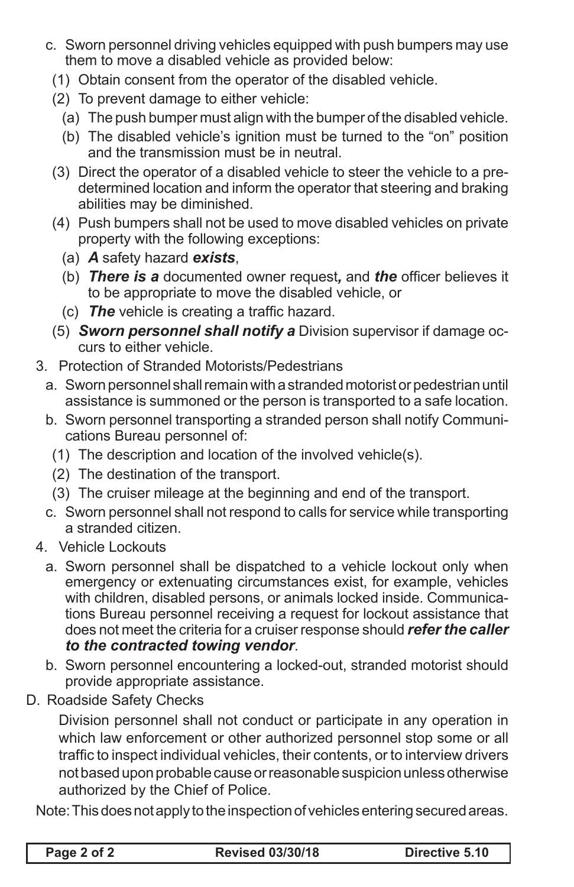c. Sworn personnel driving vehicles equipped with push bumpers may use them to move a disabled vehicle as provided below:

   (1) Obtain consent from the operator of the disabled vehicle.

   (2) To prevent damage to either vehicle:

      (a) The push bumper must align with the bumper of the disabled vehicle.

      (b) The disabled vehicle's ignition must be turned to the "on" position and the transmission must be in neutral.

   (3) Direct the operator of a disabled vehicle to steer the vehicle to a predetermined location and inform the operator that steering and braking abilities may be diminished.

   (4) Push bumpers shall not be used to move disabled vehicles on private property with the following exceptions:

      (a) ***A*** safety hazard ***exists***,

      (b) ***There is a*** documented owner request***,*** and ***the*** officer believes it to be appropriate to move the disabled vehicle, or

      (c) ***The*** vehicle is creating a traffic hazard.

   (5) ***Sworn personnel shall notify a*** Division supervisor if damage occurs to either vehicle.

3. Protection of Stranded Motorists/Pedestrians

   a. Sworn personnel shall remain with a stranded motorist or pedestrian until assistance is summoned or the person is transported to a safe location.

   b. Sworn personnel transporting a stranded person shall notify Communications Bureau personnel of:

      (1) The description and location of the involved vehicle(s).

      (2) The destination of the transport.

      (3) The cruiser mileage at the beginning and end of the transport.

   c. Sworn personnel shall not respond to calls for service while transporting a stranded citizen.

4. Vehicle Lockouts

   a. Sworn personnel shall be dispatched to a vehicle lockout only when emergency or extenuating circumstances exist, for example, vehicles with children, disabled persons, or animals locked inside. Communications Bureau personnel receiving a request for lockout assistance that does not meet the criteria for a cruiser response should ***refer the caller to the contracted towing vendor***.

   b. Sworn personnel encountering a locked-out, stranded motorist should provide appropriate assistance.

D. Roadside Safety Checks

Division personnel shall not conduct or participate in any operation in which law enforcement or other authorized personnel stop some or all traffic to inspect individual vehicles, their contents, or to interview drivers not based upon probable cause or reasonable suspicion unless otherwise authorized by the Chief of Police.

Note: This does not apply to the inspection of vehicles entering secured areas.

| | | |
|---|---|---|
| Page 2 of 2 | Revised 03/30/18 | Directive 5.10 |